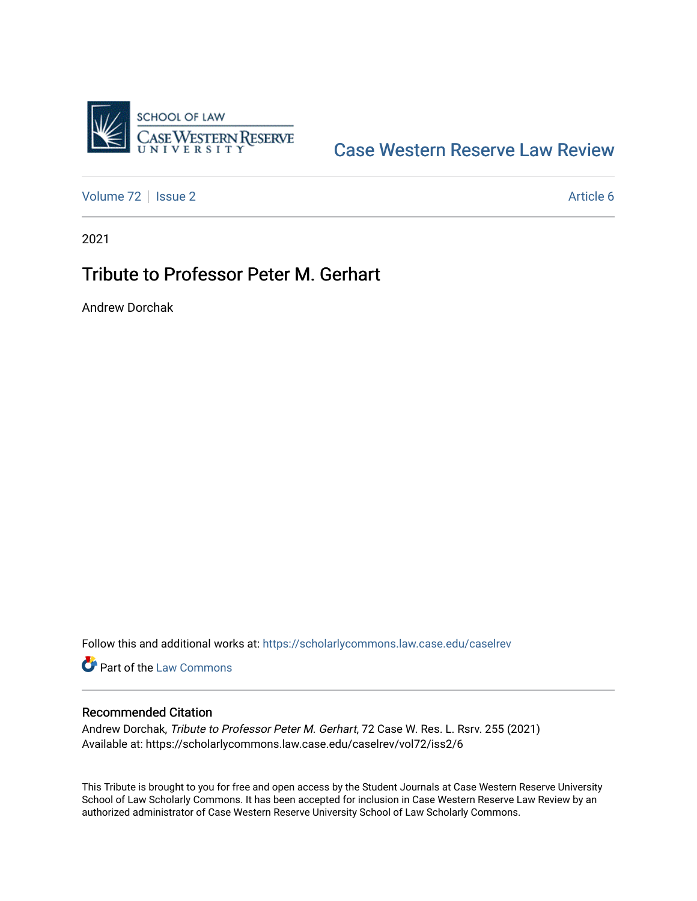Case Western Reserve Law Review

Volume 72 | Issue 2 Article 6

2021

# Tribute to Professor Peter M. Gerhart

Andrew Dorchak

Follow this and additional works at: https://scholarlycommons.law.case.edu/caselrev

Part of the Law Commons

## Recommended Citation

Andrew Dorchak, *Tribute to Professor Peter M. Gerhart*, 72 Case W. Res. L. Rsrv. 255 (2021)
Available at: https://scholarlycommons.law.case.edu/caselrev/vol72/iss2/6

This Tribute is brought to you for free and open access by the Student Journals at Case Western Reserve University School of Law Scholarly Commons. It has been accepted for inclusion in Case Western Reserve Law Review by an authorized administrator of Case Western Reserve University School of Law Scholarly Commons.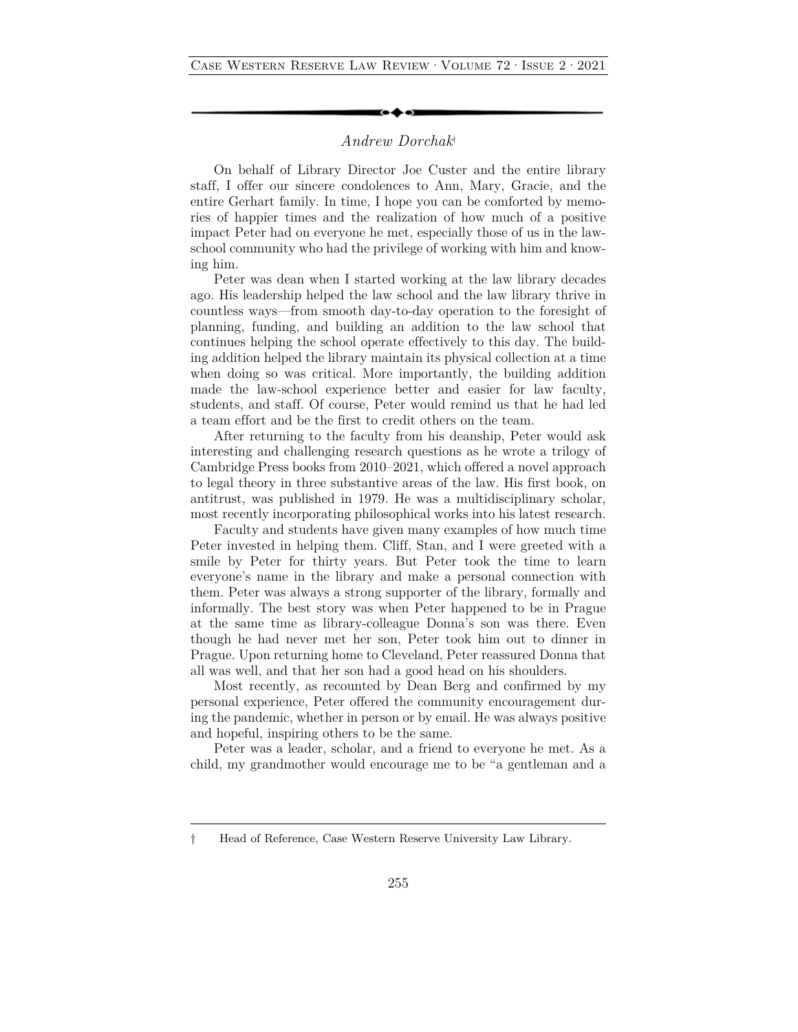## *Andrew Dorchak*[†]

On behalf of Library Director Joe Custer and the entire library staff, I offer our sincere condolences to Ann, Mary, Gracie, and the entire Gerhart family. In time, I hope you can be comforted by memories of happier times and the realization of how much of a positive impact Peter had on everyone he met, especially those of us in the law-school community who had the privilege of working with him and knowing him.

Peter was dean when I started working at the law library decades ago. His leadership helped the law school and the law library thrive in countless ways—from smooth day-to-day operation to the foresight of planning, funding, and building an addition to the law school that continues helping the school operate effectively to this day. The building addition helped the library maintain its physical collection at a time when doing so was critical. More importantly, the building addition made the law-school experience better and easier for law faculty, students, and staff. Of course, Peter would remind us that he had led a team effort and be the first to credit others on the team.

After returning to the faculty from his deanship, Peter would ask interesting and challenging research questions as he wrote a trilogy of Cambridge Press books from 2010–2021, which offered a novel approach to legal theory in three substantive areas of the law. His first book, on antitrust, was published in 1979. He was a multidisciplinary scholar, most recently incorporating philosophical works into his latest research.

Faculty and students have given many examples of how much time Peter invested in helping them. Cliff, Stan, and I were greeted with a smile by Peter for thirty years. But Peter took the time to learn everyone's name in the library and make a personal connection with them. Peter was always a strong supporter of the library, formally and informally. The best story was when Peter happened to be in Prague at the same time as library-colleague Donna's son was there. Even though he had never met her son, Peter took him out to dinner in Prague. Upon returning home to Cleveland, Peter reassured Donna that all was well, and that her son had a good head on his shoulders.

Most recently, as recounted by Dean Berg and confirmed by my personal experience, Peter offered the community encouragement during the pandemic, whether in person or by email. He was always positive and hopeful, inspiring others to be the same.

Peter was a leader, scholar, and a friend to everyone he met. As a child, my grandmother would encourage me to be "a gentleman and a

---

† Head of Reference, Case Western Reserve University Law Library.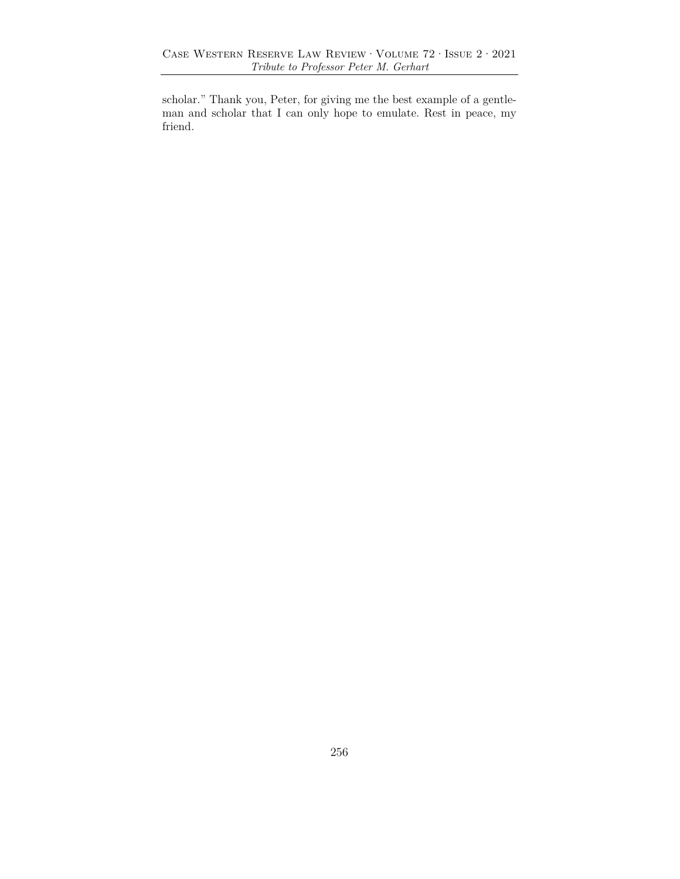scholar." Thank you, Peter, for giving me the best example of a gentleman and scholar that I can only hope to emulate. Rest in peace, my friend.